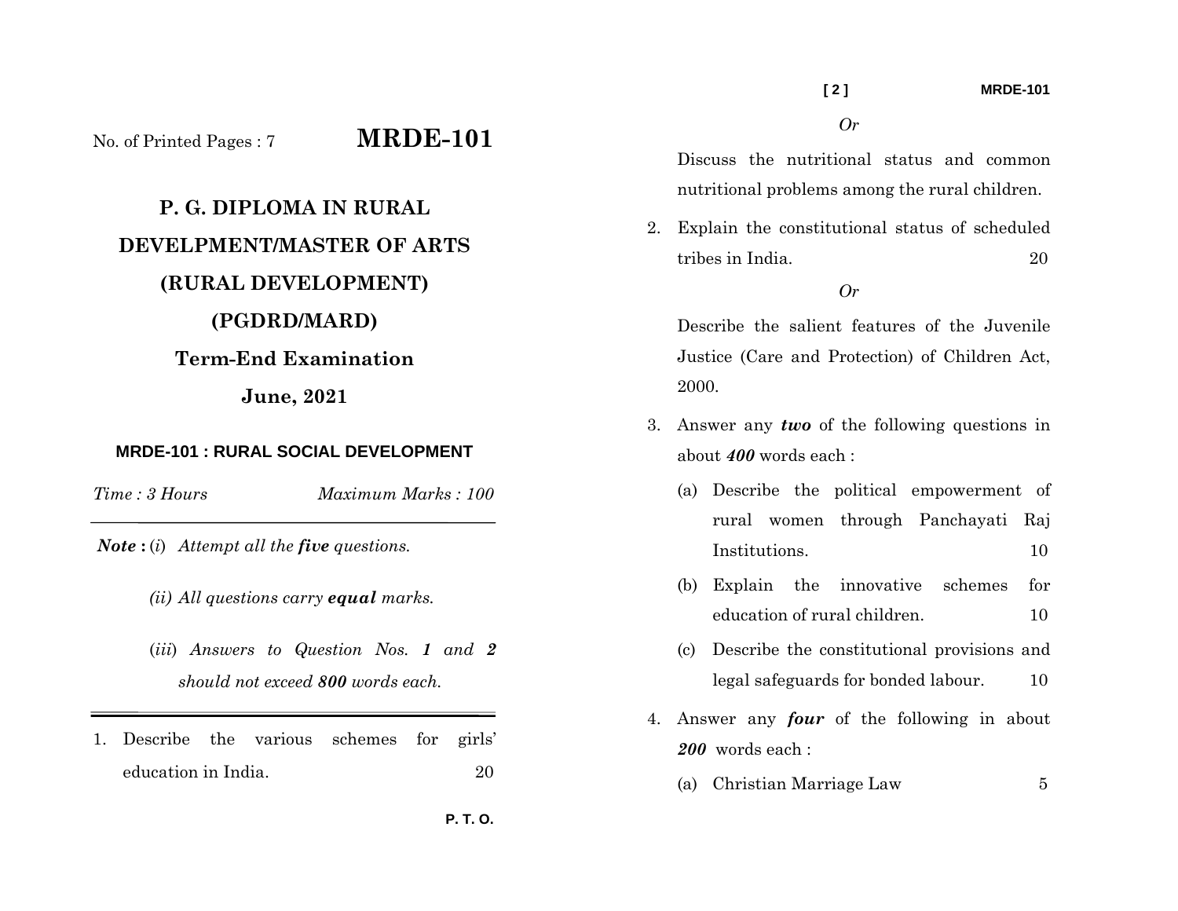No. of Printed Pages : 7

# MRDE-101

## P. G. DIPLOMA IN RURAL DEVELPMENT/MASTER OF ARTS (RURAL DEVELOPMENT) (PGDRD/MARD)

### Term-End Examination

### June, 2021

**MRDE-101 : RURAL SOCIAL DEVELOPMENT**

*Time : 3 Hours* *Maximum Marks : 100*

---

***Note :*** (*i*) *Attempt all the* ***five*** *questions.*

(*ii*) *All questions carry* ***equal*** *marks.*

(*iii*) *Answers to Question Nos.* ***1*** *and* ***2*** *should not exceed* ***800*** *words each.*

---

1. Describe the various schemes for girls' education in India. 20

*Or*

Discuss the nutritional status and common nutritional problems among the rural children.

2. Explain the constitutional status of scheduled tribes in India. 20

*Or*

Describe the salient features of the Juvenile Justice (Care and Protection) of Children Act, 2000.

3. Answer any ***two*** of the following questions in about ***400*** words each :

   (a) Describe the political empowerment of rural women through Panchayati Raj Institutions. 10

   (b) Explain the innovative schemes for education of rural children. 10

   (c) Describe the constitutional provisions and legal safeguards for bonded labour. 10

4. Answer any ***four*** of the following in about ***200*** words each :

   (a) Christian Marriage Law 5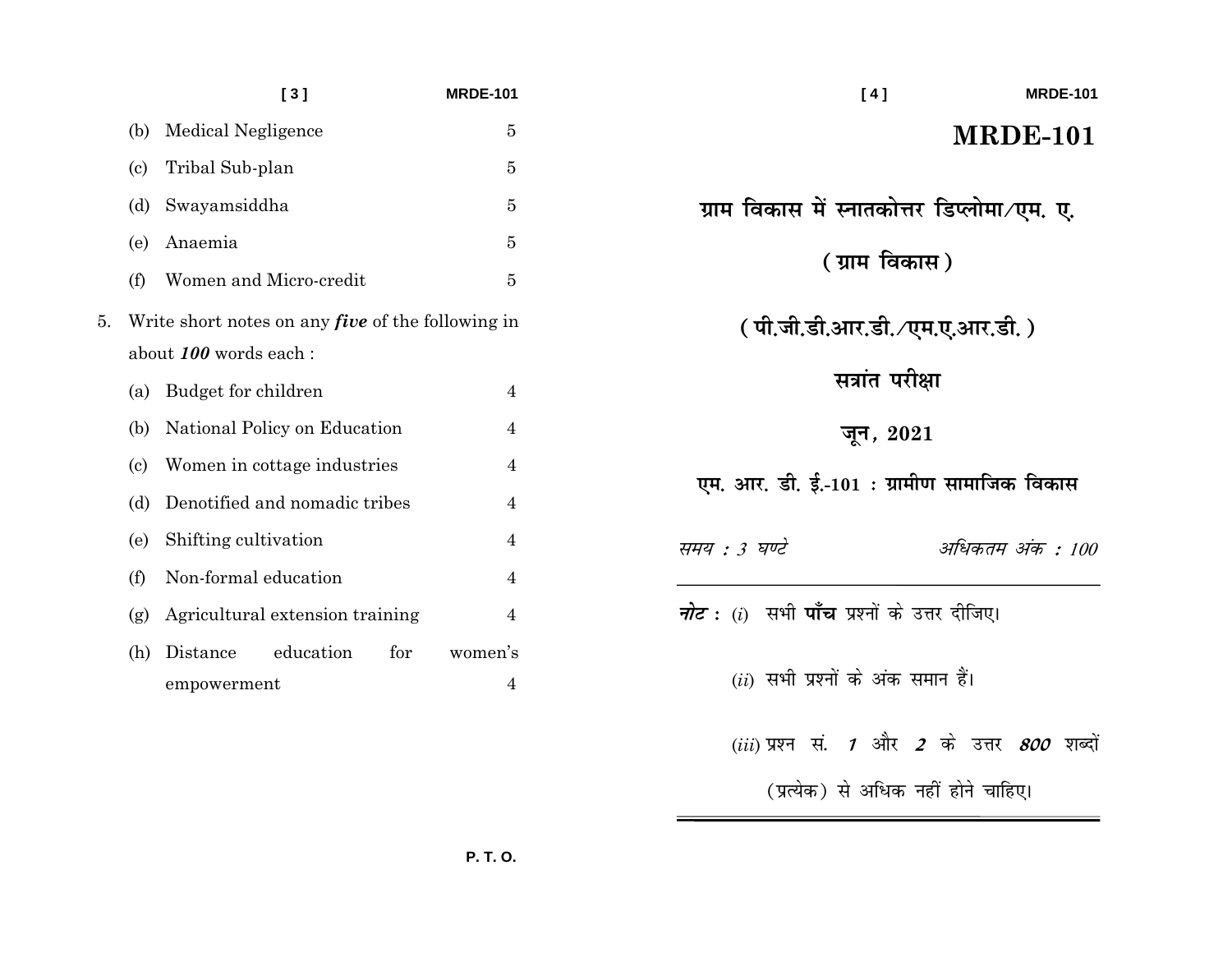(b) Medical Negligence 5

(c) Tribal Sub-plan 5

(d) Swayamsiddha 5

(e) Anaemia 5

(f) Women and Micro-credit 5

5. Write short notes on any ***five*** of the following in about ***100*** words each :

(a) Budget for children 4

(b) National Policy on Education 4

(c) Women in cottage industries 4

(d) Denotified and nomadic tribes 4

(e) Shifting cultivation 4

(f) Non-formal education 4

(g) Agricultural extension training 4

(h) Distance education for women's empowerment 4

P. T. O.

# MRDE-101

## ग्राम विकास में स्नातकोत्तर डिप्लोमा/एम. ए.

## (ग्राम विकास)

## (पी.जी.डी.आर.डी./एम.ए.आर.डी.)

## सत्रांत परीक्षा

## जून, 2021

## एम. आर. डी. ई.-101 : ग्रामीण सामाजिक विकास

*समय : 3 घण्टे* *अधिकतम अंक : 100*

---

***नोट :*** (*i*) सभी **पाँच** प्रश्नों के उत्तर दीजिए।

(*ii*) सभी प्रश्नों के अंक समान हैं।

(*iii*) प्रश्न सं. ***1*** और ***2*** के उत्तर ***800*** शब्दों (प्रत्येक) से अधिक नहीं होने चाहिए।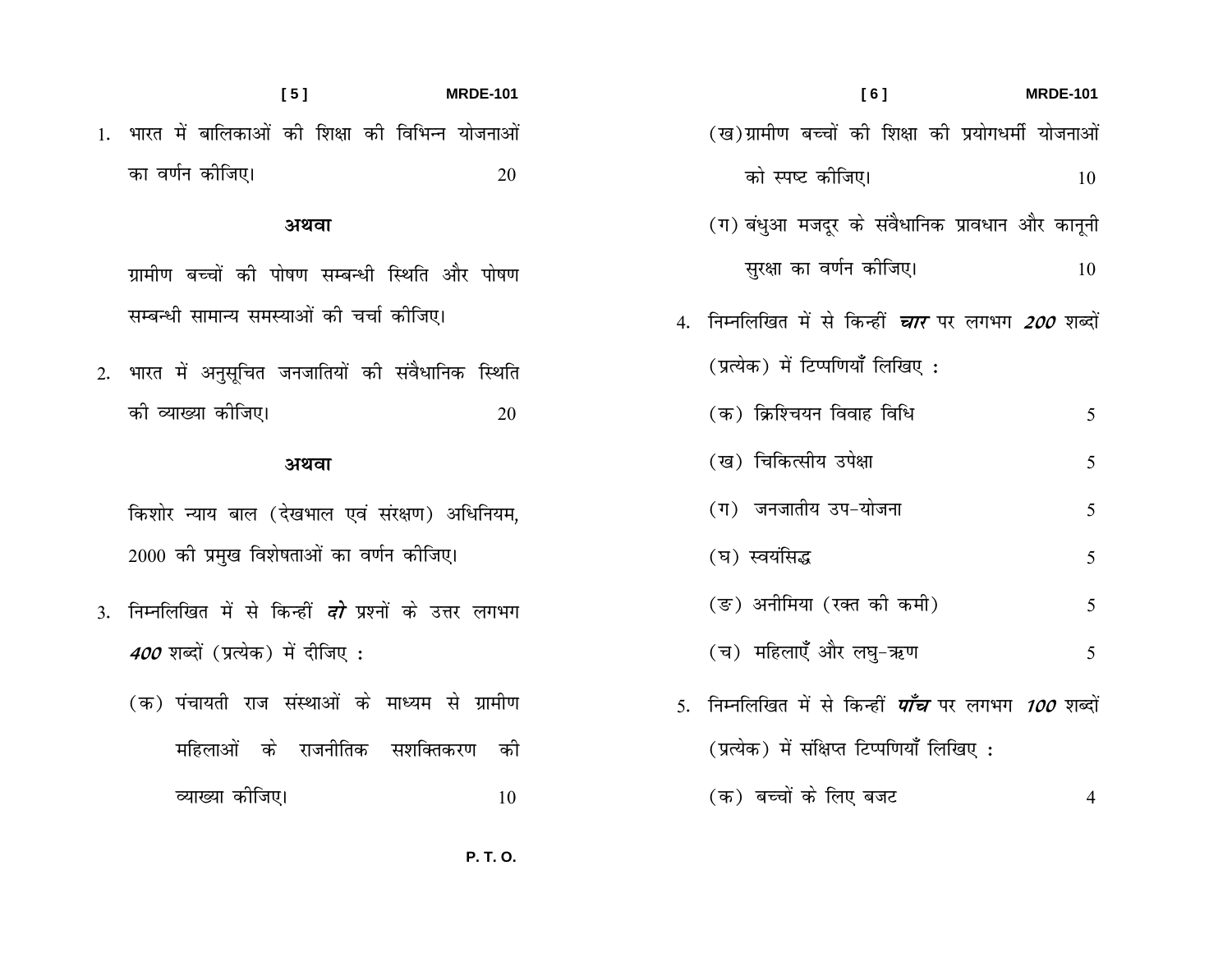1. भारत में बालिकाओं की शिक्षा की विभिन्न योजनाओं का वर्णन कीजिए। 20

**अथवा**

ग्रामीण बच्चों की पोषण सम्बन्धी स्थिति और पोषण सम्बन्धी सामान्य समस्याओं की चर्चा कीजिए।

2. भारत में अनुसूचित जनजातियों की संवैधानिक स्थिति की व्याख्या कीजिए। 20

**अथवा**

किशोर न्याय बाल (देखभाल एवं संरक्षण) अधिनियम, 2000 की प्रमुख विशेषताओं का वर्णन कीजिए।

3. निम्नलिखित में से किन्हीं ***दो*** प्रश्नों के उत्तर लगभग ***400*** शब्दों (प्रत्येक) में दीजिए :

   (क) पंचायती राज संस्थाओं के माध्यम से ग्रामीण महिलाओं के राजनीतिक सशक्तिकरण की व्याख्या कीजिए। 10

   (ख) ग्रामीण बच्चों की शिक्षा की प्रयोगधर्मी योजनाओं को स्पष्ट कीजिए। 10

   (ग) बंधुआ मजदूर के संवैधानिक प्रावधान और कानूनी सुरक्षा का वर्णन कीजिए। 10

4. निम्नलिखित में से किन्हीं ***चार*** पर लगभग ***200*** शब्दों (प्रत्येक) में टिप्पणियाँ लिखिए :

   (क) क्रिश्चियन विवाह विधि 5

   (ख) चिकित्सीय उपेक्षा 5

   (ग) जनजातीय उप-योजना 5

   (घ) स्वयंसिद्ध 5

   (ङ) अनीमिया (रक्त की कमी) 5

   (च) महिलाएँ और लघु-ऋण 5

5. निम्नलिखित में से किन्हीं ***पाँच*** पर लगभग ***100*** शब्दों (प्रत्येक) में संक्षिप्त टिप्पणियाँ लिखिए :

   (क) बच्चों के लिए बजट 4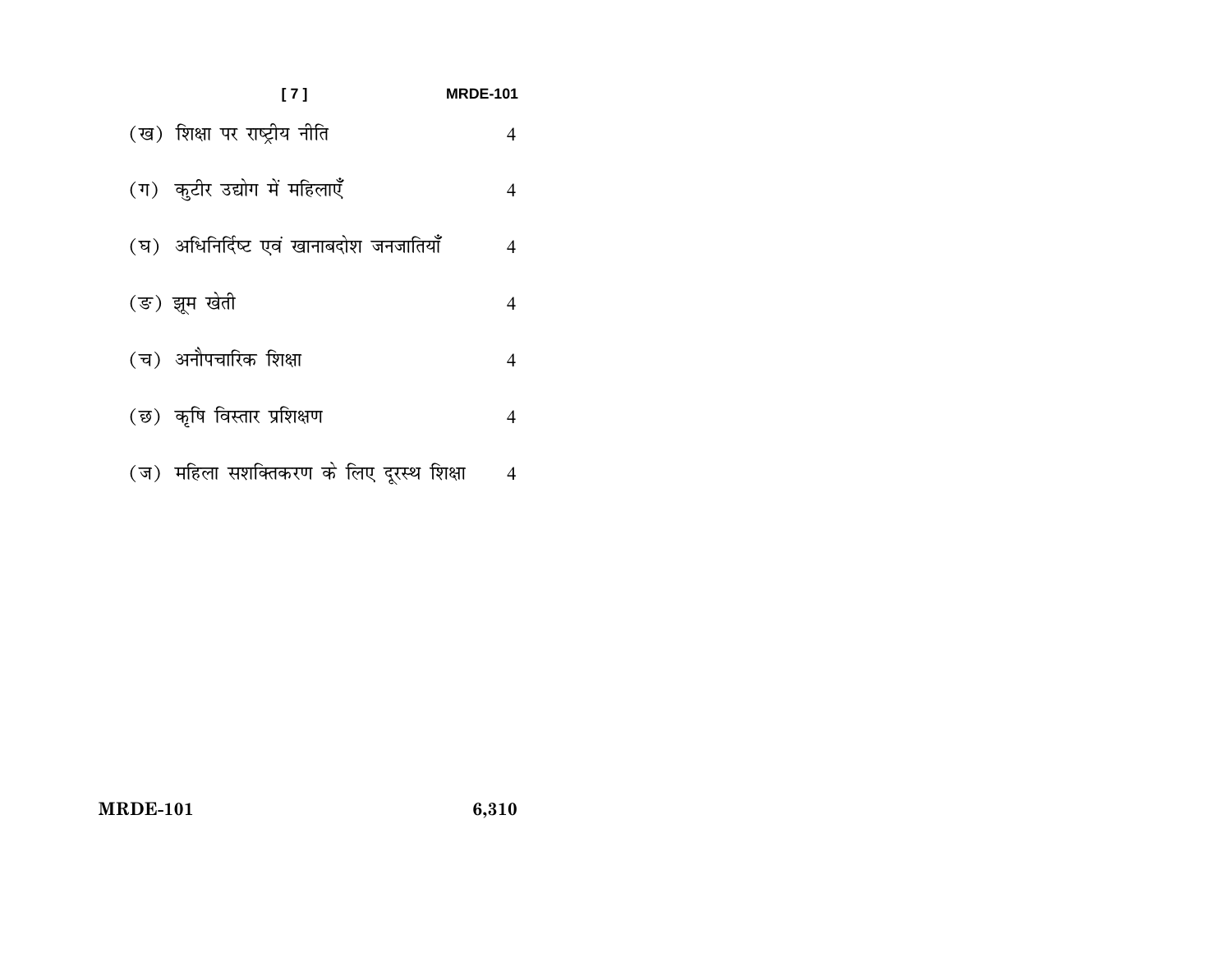(ख) शिक्षा पर राष्ट्रीय नीति 4

(ग) कुटीर उद्योग में महिलाएँ 4

(घ) अधिनिर्दिष्ट एवं खानाबदोश जनजातियाँ 4

(ङ) झूम खेती 4

(च) अनौपचारिक शिक्षा 4

(छ) कृषि विस्तार प्रशिक्षण 4

(ज) महिला सशक्तिकरण के लिए दूरस्थ शिक्षा 4

**MRDE-101** **6,310**